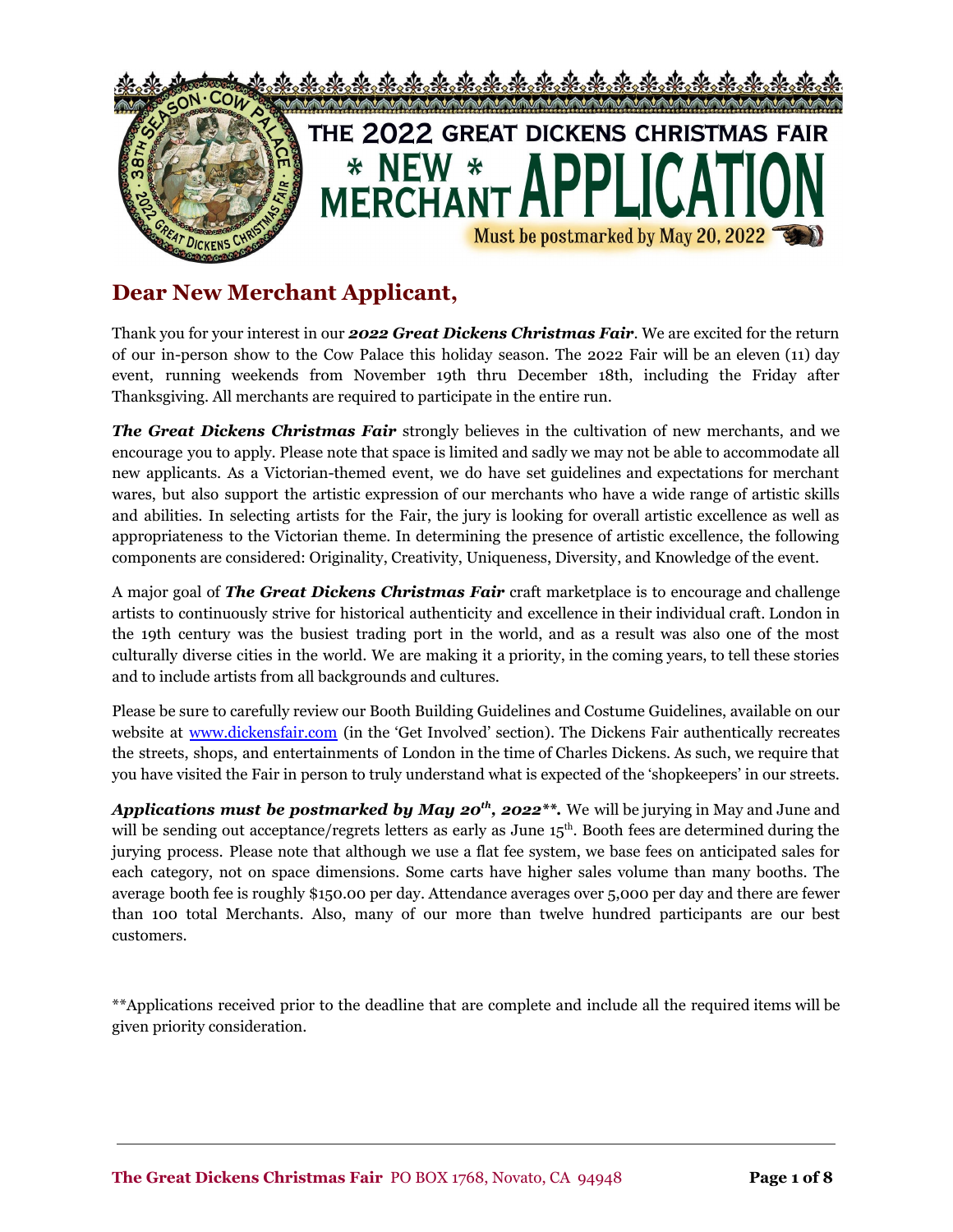# THE 2022 GREAT DICKENS CHRISTMAS FAIR

# * NEW * MERCHANT APPLICATION

**Must be postmarked by May 20, 2022**

## Dear New Merchant Applicant,

Thank you for your interest in our ***2022 Great Dickens Christmas Fair***. We are excited for the return of our in-person show to the Cow Palace this holiday season. The 2022 Fair will be an eleven (11) day event, running weekends from November 19th thru December 18th, including the Friday after Thanksgiving. All merchants are required to participate in the entire run.

***The Great Dickens Christmas Fair*** strongly believes in the cultivation of new merchants, and we encourage you to apply. Please note that space is limited and sadly we may not be able to accommodate all new applicants. As a Victorian-themed event, we do have set guidelines and expectations for merchant wares, but also support the artistic expression of our merchants who have a wide range of artistic skills and abilities. In selecting artists for the Fair, the jury is looking for overall artistic excellence as well as appropriateness to the Victorian theme. In determining the presence of artistic excellence, the following components are considered: Originality, Creativity, Uniqueness, Diversity, and Knowledge of the event.

A major goal of ***The Great Dickens Christmas Fair*** craft marketplace is to encourage and challenge artists to continuously strive for historical authenticity and excellence in their individual craft. London in the 19th century was the busiest trading port in the world, and as a result was also one of the most culturally diverse cities in the world. We are making it a priority, in the coming years, to tell these stories and to include artists from all backgrounds and cultures.

Please be sure to carefully review our Booth Building Guidelines and Costume Guidelines, available on our website at [www.dickensfair.com](http://www.dickensfair.com) (in the 'Get Involved' section). The Dickens Fair authentically recreates the streets, shops, and entertainments of London in the time of Charles Dickens. As such, we require that you have visited the Fair in person to truly understand what is expected of the 'shopkeepers' in our streets.

***Applications must be postmarked by May 20th, 2022\*\*.*** We will be jurying in May and June and will be sending out acceptance/regrets letters as early as June 15th. Booth fees are determined during the jurying process. Please note that although we use a flat fee system, we base fees on anticipated sales for each category, not on space dimensions. Some carts have higher sales volume than many booths. The average booth fee is roughly $150.00 per day. Attendance averages over 5,000 per day and there are fewer than 100 total Merchants. Also, many of our more than twelve hundred participants are our best customers.

\*\*Applications received prior to the deadline that are complete and include all the required items will be given priority consideration.

**The Great Dickens Christmas Fair** PO BOX 1768, Novato, CA 94948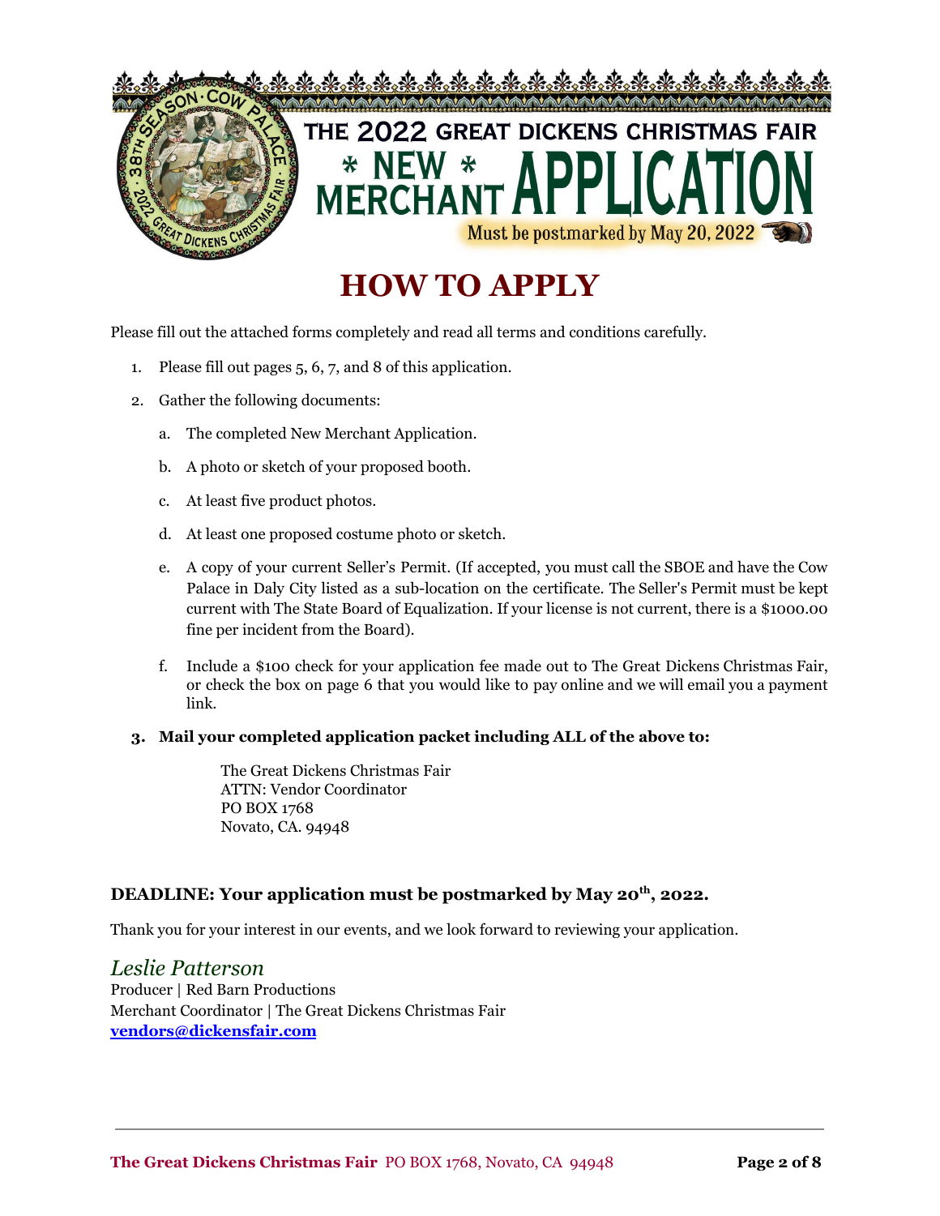# THE 2022 GREAT DICKENS CHRISTMAS FAIR

## * NEW * MERCHANT APPLICATION

Must be postmarked by May 20, 2022

# HOW TO APPLY

Please fill out the attached forms completely and read all terms and conditions carefully.

1. Please fill out pages 5, 6, 7, and 8 of this application.
2. Gather the following documents:
   a. The completed New Merchant Application.
   b. A photo or sketch of your proposed booth.
   c. At least five product photos.
   d. At least one proposed costume photo or sketch.
   e. A copy of your current Seller's Permit. (If accepted, you must call the SBOE and have the Cow Palace in Daly City listed as a sub-location on the certificate. The Seller's Permit must be kept current with The State Board of Equalization. If your license is not current, there is a $1000.00 fine per incident from the Board).
   f. Include a $100 check for your application fee made out to The Great Dickens Christmas Fair, or check the box on page 6 that you would like to pay online and we will email you a payment link.
3. **Mail your completed application packet including ALL of the above to:**

   The Great Dickens Christmas Fair
   ATTN: Vendor Coordinator
   PO BOX 1768
   Novato, CA. 94948

**DEADLINE: Your application must be postmarked by May 20th, 2022.**

Thank you for your interest in our events, and we look forward to reviewing your application.

*Leslie Patterson*
Producer | Red Barn Productions
Merchant Coordinator | The Great Dickens Christmas Fair
**vendors@dickensfair.com**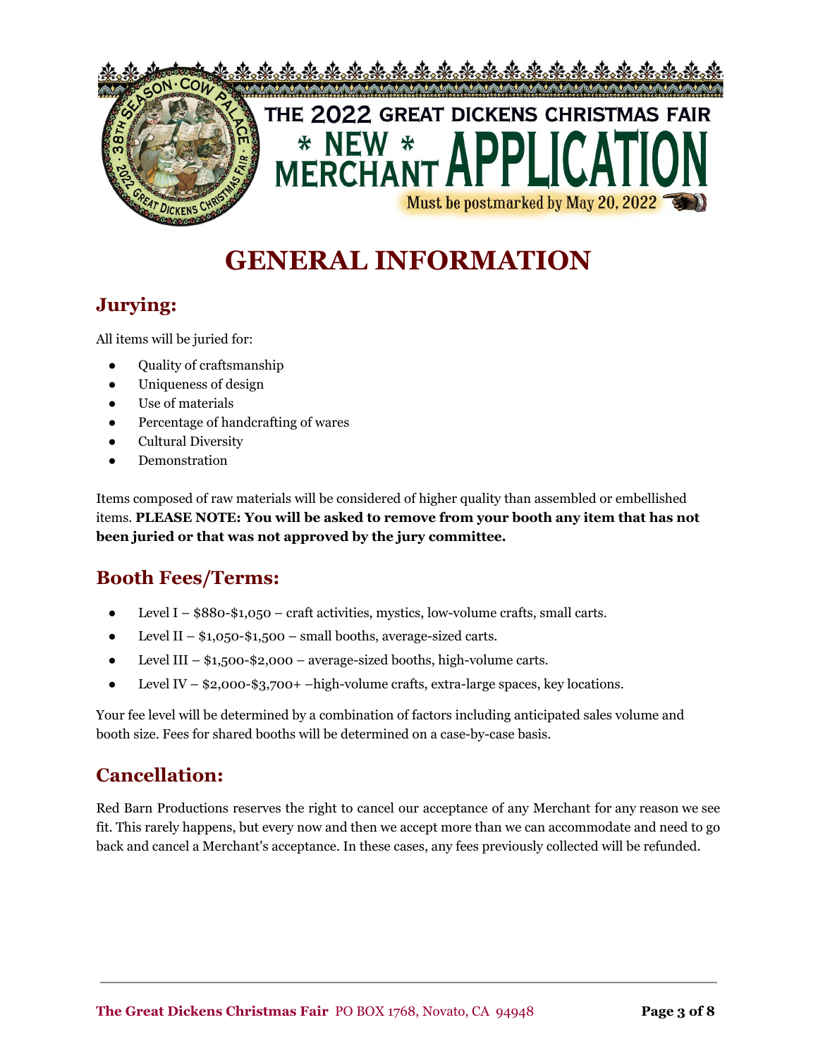# THE 2022 GREAT DICKENS CHRISTMAS FAIR

# * NEW * MERCHANT APPLICATION

Must be postmarked by May 20, 2022

# GENERAL INFORMATION

## Jurying:

All items will be juried for:

- Quality of craftsmanship
- Uniqueness of design
- Use of materials
- Percentage of handcrafting of wares
- Cultural Diversity
- Demonstration

Items composed of raw materials will be considered of higher quality than assembled or embellished items. **PLEASE NOTE: You will be asked to remove from your booth any item that has not been juried or that was not approved by the jury committee.**

## Booth Fees/Terms:

- Level I – $880-$1,050 – craft activities, mystics, low-volume crafts, small carts.
- Level II – $1,050-$1,500 – small booths, average-sized carts.
- Level III – $1,500-$2,000 – average-sized booths, high-volume carts.
- Level IV – $2,000-$3,700+ –high-volume crafts, extra-large spaces, key locations.

Your fee level will be determined by a combination of factors including anticipated sales volume and booth size. Fees for shared booths will be determined on a case-by-case basis.

## Cancellation:

Red Barn Productions reserves the right to cancel our acceptance of any Merchant for any reason we see fit. This rarely happens, but every now and then we accept more than we can accommodate and need to go back and cancel a Merchant's acceptance. In these cases, any fees previously collected will be refunded.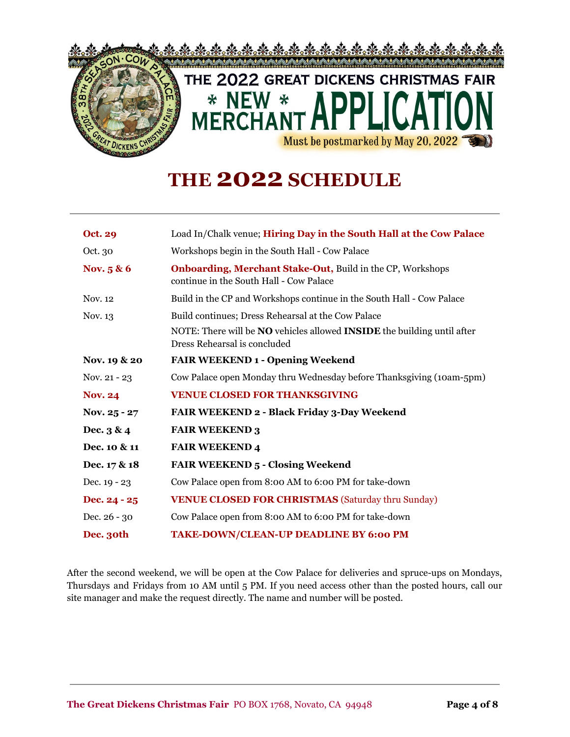# THE 2022 GREAT DICKENS CHRISTMAS FAIR

## * NEW * MERCHANT APPLICATION

**Must be postmarked by May 20, 2022**

# THE 2022 SCHEDULE

| | |
|---|---|
| **Oct. 29** | Load In/Chalk venue; **Hiring Day in the South Hall at the Cow Palace** |
| Oct. 30 | Workshops begin in the South Hall - Cow Palace |
| **Nov. 5 & 6** | **Onboarding, Merchant Stake-Out,** Build in the CP, Workshops continue in the South Hall - Cow Palace |
| Nov. 12 | Build in the CP and Workshops continue in the South Hall - Cow Palace |
| Nov. 13 | Build continues; Dress Rehearsal at the Cow Palace<br>NOTE: There will be **NO** vehicles allowed **INSIDE** the building until after Dress Rehearsal is concluded |
| **Nov. 19 & 20** | **FAIR WEEKEND 1 - Opening Weekend** |
| Nov. 21 - 23 | Cow Palace open Monday thru Wednesday before Thanksgiving (10am-5pm) |
| **Nov. 24** | **VENUE CLOSED FOR THANKSGIVING** |
| **Nov. 25 - 27** | **FAIR WEEKEND 2 - Black Friday 3-Day Weekend** |
| **Dec. 3 & 4** | **FAIR WEEKEND 3** |
| **Dec. 10 & 11** | **FAIR WEEKEND 4** |
| **Dec. 17 & 18** | **FAIR WEEKEND 5 - Closing Weekend** |
| Dec. 19 - 23 | Cow Palace open from 8:00 AM to 6:00 PM for take-down |
| **Dec. 24 - 25** | **VENUE CLOSED FOR CHRISTMAS** (Saturday thru Sunday) |
| Dec. 26 - 30 | Cow Palace open from 8:00 AM to 6:00 PM for take-down |
| **Dec. 30th** | **TAKE-DOWN/CLEAN-UP DEADLINE BY 6:00 PM** |

After the second weekend, we will be open at the Cow Palace for deliveries and spruce-ups on Mondays, Thursdays and Fridays from 10 AM until 5 PM. If you need access other than the posted hours, call our site manager and make the request directly. The name and number will be posted.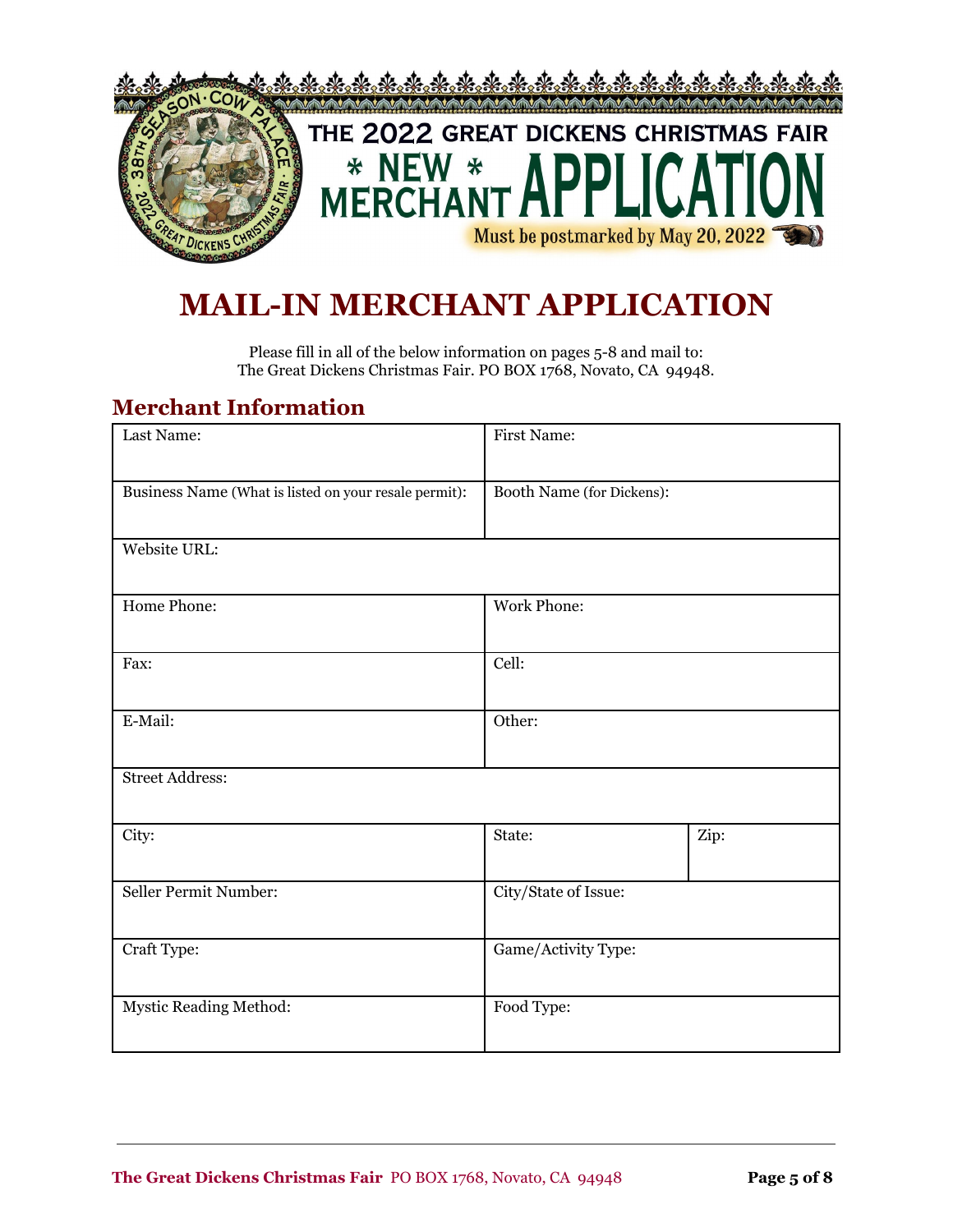# THE 2022 GREAT DICKENS CHRISTMAS FAIR

## * NEW * MERCHANT APPLICATION

Must be postmarked by May 20, 2022

# MAIL-IN MERCHANT APPLICATION

Please fill in all of the below information on pages 5-8 and mail to:
The Great Dickens Christmas Fair. PO BOX 1768, Novato, CA 94948.

## Merchant Information

| Field | Field | Field |
|---|---|---|
| Last Name: | First Name: | |
| Business Name (What is listed on your resale permit): | Booth Name (for Dickens): | |
| Website URL: | | |
| Home Phone: | Work Phone: | |
| Fax: | Cell: | |
| E-Mail: | Other: | |
| Street Address: | | |
| City: | State: | Zip: |
| Seller Permit Number: | City/State of Issue: | |
| Craft Type: | Game/Activity Type: | |
| Mystic Reading Method: | Food Type: | |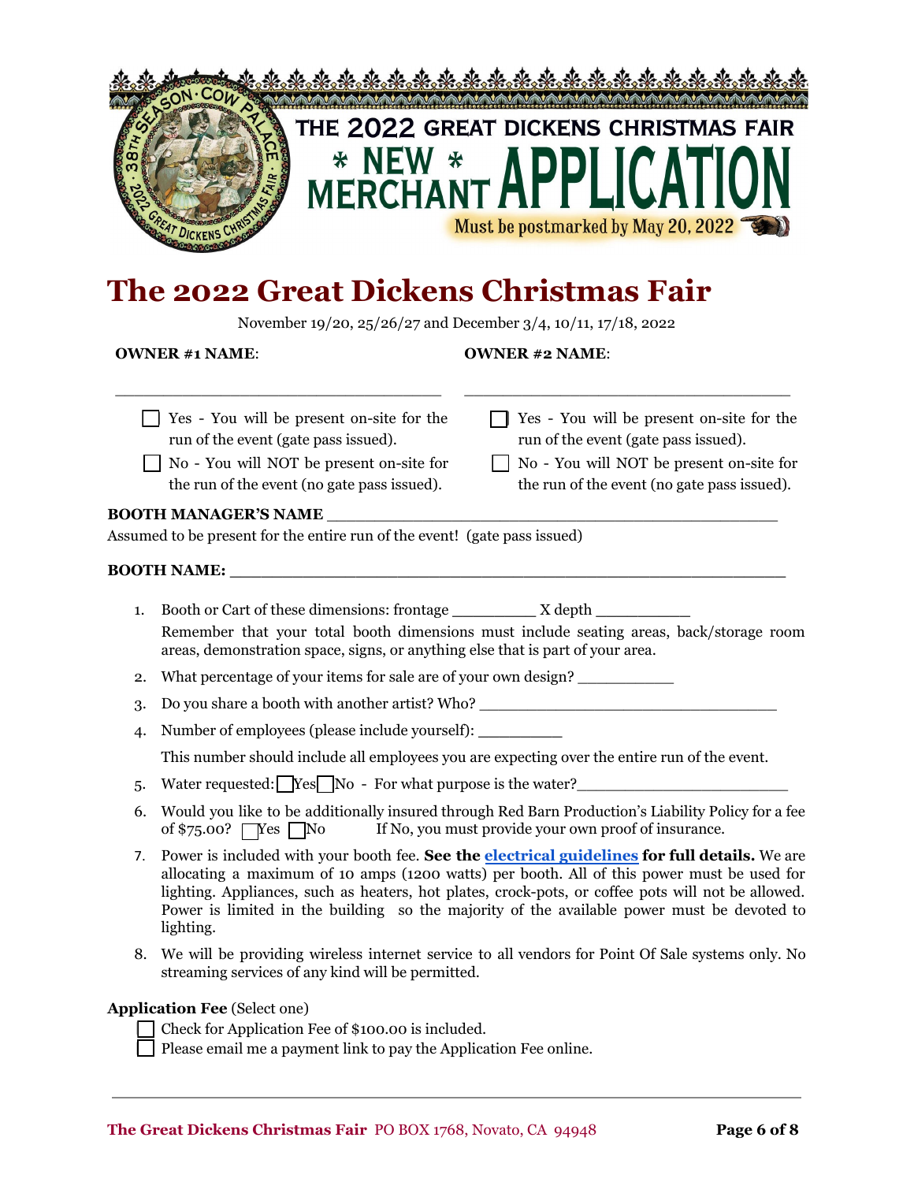# THE 2022 GREAT DICKENS CHRISTMAS FAIR

## * NEW * MERCHANT APPLICATION

Must be postmarked by May 20, 2022

# The 2022 Great Dickens Christmas Fair

November 19/20, 25/26/27 and December 3/4, 10/11, 17/18, 2022

**OWNER #1 NAME**:

___________________________________

☐ Yes - You will be present on-site for the run of the event (gate pass issued).

☐ No - You will NOT be present on-site for the run of the event (no gate pass issued).

**OWNER #2 NAME**:

___________________________________

☐ Yes - You will be present on-site for the run of the event (gate pass issued).

☐ No - You will NOT be present on-site for the run of the event (no gate pass issued).

**BOOTH MANAGER'S NAME** ___________________________________________

Assumed to be present for the entire run of the event! (gate pass issued)

**BOOTH NAME:** ___________________________________________________________

1. Booth or Cart of these dimensions: frontage _________ X depth __________

   Remember that your total booth dimensions must include seating areas, back/storage room areas, demonstration space, signs, or anything else that is part of your area.

2. What percentage of your items for sale are of your own design? __________

3. Do you share a booth with another artist? Who? ________________________________

4. Number of employees (please include yourself): _________

   This number should include all employees you are expecting over the entire run of the event.

5. Water requested: ☐ Yes ☐ No - For what purpose is the water?______________________

6. Would you like to be additionally insured through Red Barn Production's Liability Policy for a fee of $75.00? ☐ Yes ☐ No If No, you must provide your own proof of insurance.

7. Power is included with your booth fee. **See the electrical guidelines for full details.** We are allocating a maximum of 10 amps (1200 watts) per booth. All of this power must be used for lighting. Appliances, such as heaters, hot plates, crock-pots, or coffee pots will not be allowed. Power is limited in the building so the majority of the available power must be devoted to lighting.

8. We will be providing wireless internet service to all vendors for Point Of Sale systems only. No streaming services of any kind will be permitted.

**Application Fee** (Select one)

☐ Check for Application Fee of $100.00 is included.

☐ Please email me a payment link to pay the Application Fee online.

**The Great Dickens Christmas Fair** PO BOX 1768, Novato, CA 94948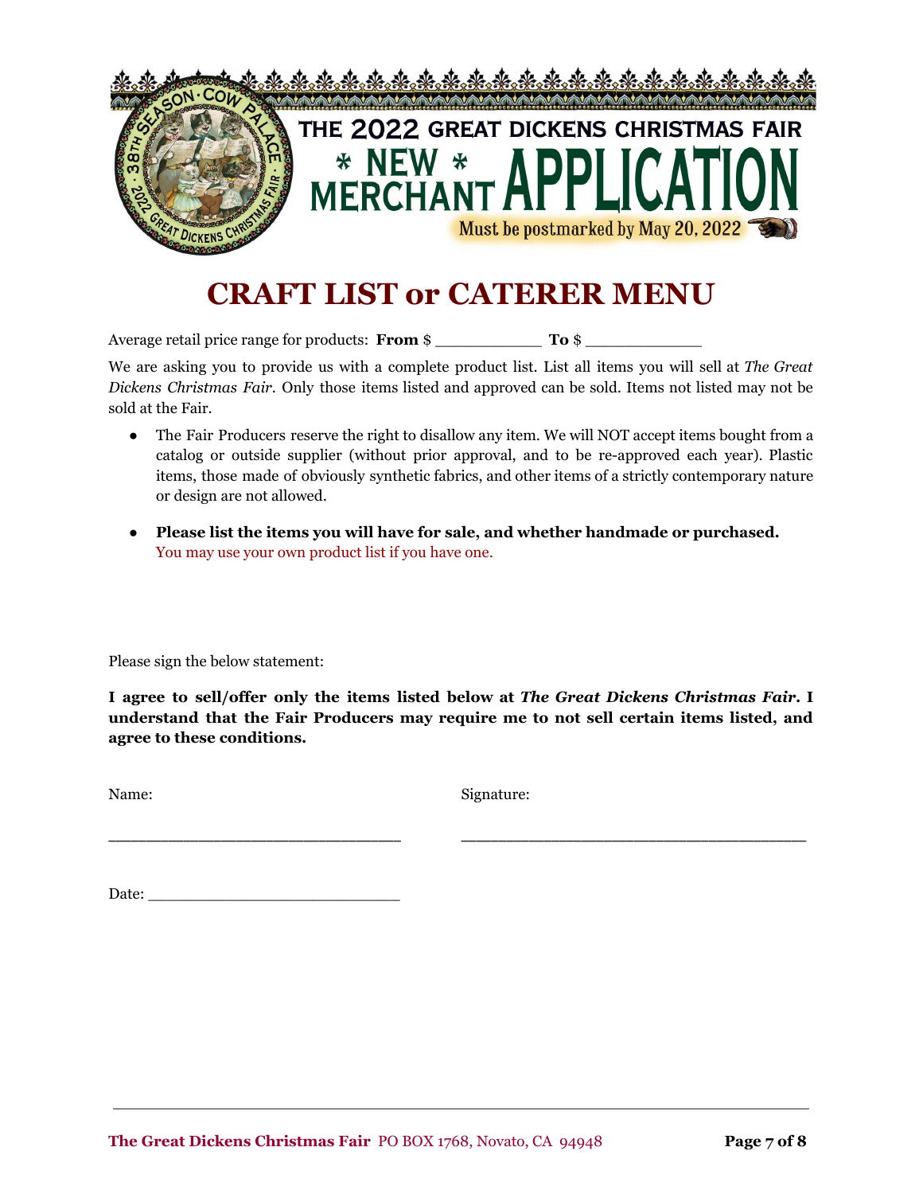THE 2022 GREAT DICKENS CHRISTMAS FAIR

# * NEW * MERCHANT APPLICATION

Must be postmarked by May 20, 2022

## CRAFT LIST or CATERER MENU

Average retail price range for products: **From** $ ___________ **To** $ ____________

We are asking you to provide us with a complete product list. List all items you will sell at *The Great Dickens Christmas Fair*. Only those items listed and approved can be sold. Items not listed may not be sold at the Fair.

- The Fair Producers reserve the right to disallow any item. We will NOT accept items bought from a catalog or outside supplier (without prior approval, and to be re-approved each year). Plastic items, those made of obviously synthetic fabrics, and other items of a strictly contemporary nature or design are not allowed.
- **Please list the items you will have for sale, and whether handmade or purchased.** You may use your own product list if you have one.

Please sign the below statement:

**I agree to sell/offer only the items listed below at *The Great Dickens Christmas Fair*. I understand that the Fair Producers may require me to not sell certain items listed, and agree to these conditions.**

Name: _______________________________

Signature: ____________________________________

Date: __________________________

**The Great Dickens Christmas Fair** PO BOX 1768, Novato, CA 94948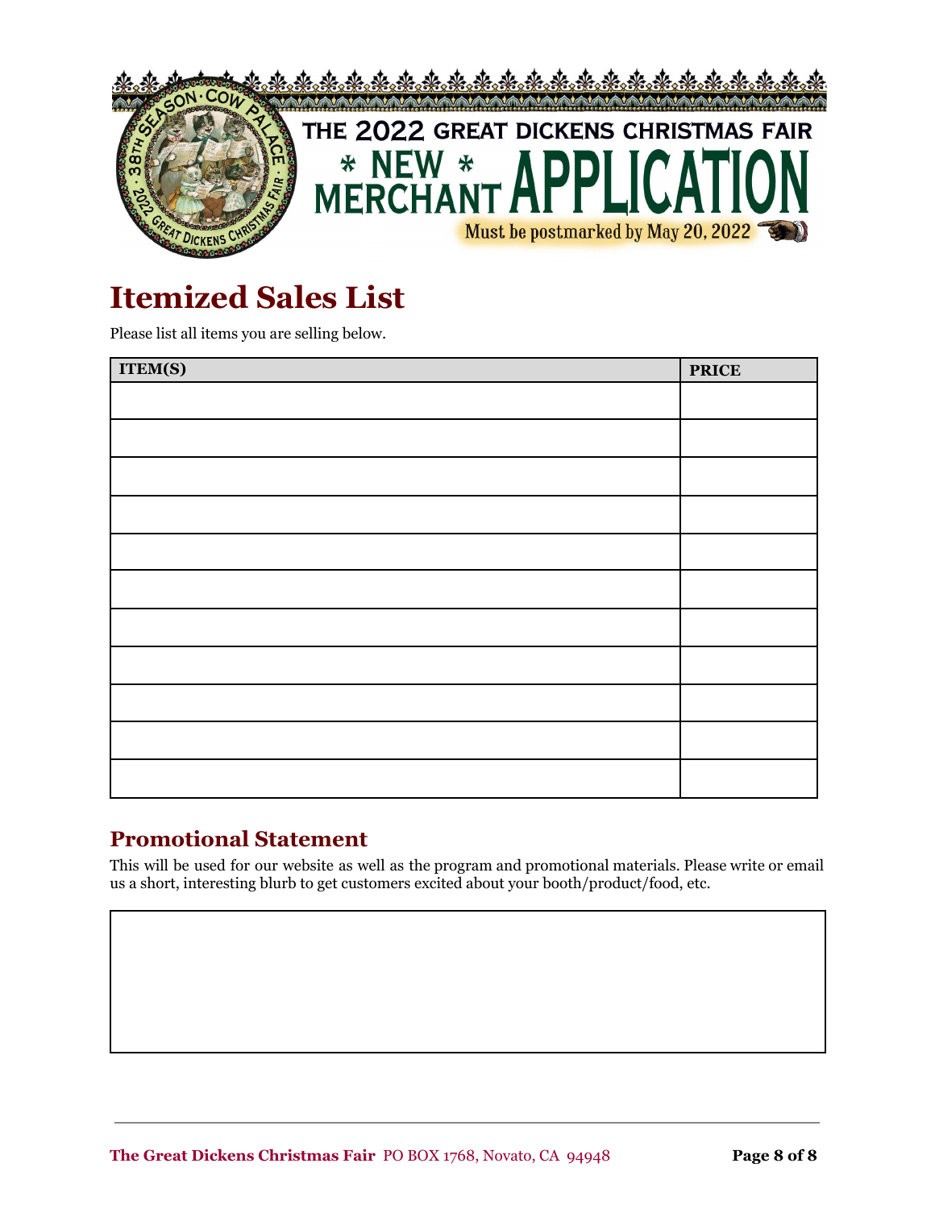# THE 2022 GREAT DICKENS CHRISTMAS FAIR

# * NEW * MERCHANT APPLICATION

Must be postmarked by May 20, 2022

## Itemized Sales List

Please list all items you are selling below.

| ITEM(S) | PRICE |
|---|---|
| | |
| | |
| | |
| | |
| | |
| | |
| | |
| | |
| | |
| | |
| | |

### Promotional Statement

This will be used for our website as well as the program and promotional materials. Please write or email us a short, interesting blurb to get customers excited about your booth/product/food, etc.

| |
|---|
| |